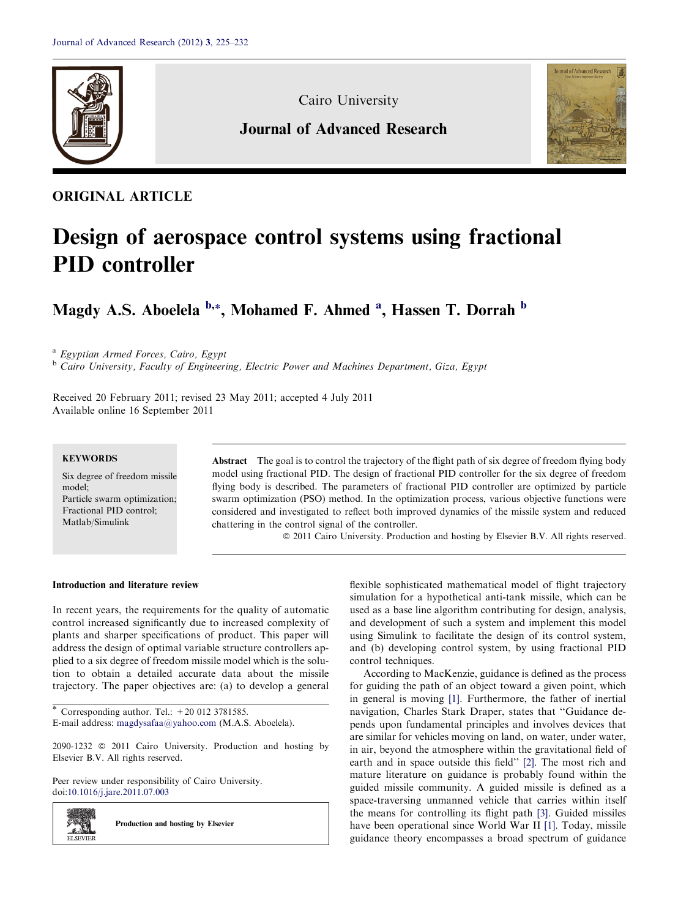Cairo University

**Journal of Advanced Research**

## ORIGINAL ARTICLE

# Design of aerospace control systems using fractional PID controller

**Magdy A.S. Aboelela [b,*], Mohamed F. Ahmed [a], Hassen T. Dorrah [b]**

[a] *Egyptian Armed Forces, Cairo, Egypt*
[b] *Cairo University, Faculty of Engineering, Electric Power and Machines Department, Giza, Egypt*

Received 20 February 2011; revised 23 May 2011; accepted 4 July 2011
Available online 16 September 2011

**KEYWORDS**

Six degree of freedom missile model;
Particle swarm optimization;
Fractional PID control;
Matlab/Simulink

**Abstract** The goal is to control the trajectory of the flight path of six degree of freedom flying body model using fractional PID. The design of fractional PID controller for the six degree of freedom flying body is described. The parameters of fractional PID controller are optimized by particle swarm optimization (PSO) method. In the optimization process, various objective functions were considered and investigated to reflect both improved dynamics of the missile system and reduced chattering in the control signal of the controller.

© 2011 Cairo University. Production and hosting by Elsevier B.V. All rights reserved.

### Introduction and literature review

In recent years, the requirements for the quality of automatic control increased significantly due to increased complexity of plants and sharper specifications of product. This paper will address the design of optimal variable structure controllers applied to a six degree of freedom missile model which is the solution to obtain a detailed accurate data about the missile trajectory. The paper objectives are: (a) to develop a general flexible sophisticated mathematical model of flight trajectory simulation for a hypothetical anti-tank missile, which can be used as a base line algorithm contributing for design, analysis, and development of such a system and implement this model using Simulink to facilitate the design of its control system, and (b) developing control system, by using fractional PID control techniques.

According to MacKenzie, guidance is defined as the process for guiding the path of an object toward a given point, which in general is moving [1]. Furthermore, the father of inertial navigation, Charles Stark Draper, states that "Guidance depends upon fundamental principles and involves devices that are similar for vehicles moving on land, on water, under water, in air, beyond the atmosphere within the gravitational field of earth and in space outside this field" [2]. The most rich and mature literature on guidance is probably found within the guided missile community. A guided missile is defined as a space-traversing unmanned vehicle that carries within itself the means for controlling its flight path [3]. Guided missiles have been operational since World War II [1]. Today, missile guidance theory encompasses a broad spectrum of guidance

* Corresponding author. Tel.: +20 012 3781585.
E-mail address: magdysafaa@yahoo.com (M.A.S. Aboelela).

2090-1232 © 2011 Cairo University. Production and hosting by Elsevier B.V. All rights reserved.

Peer review under responsibility of Cairo University.
doi:10.1016/j.jare.2011.07.003

Production and hosting by Elsevier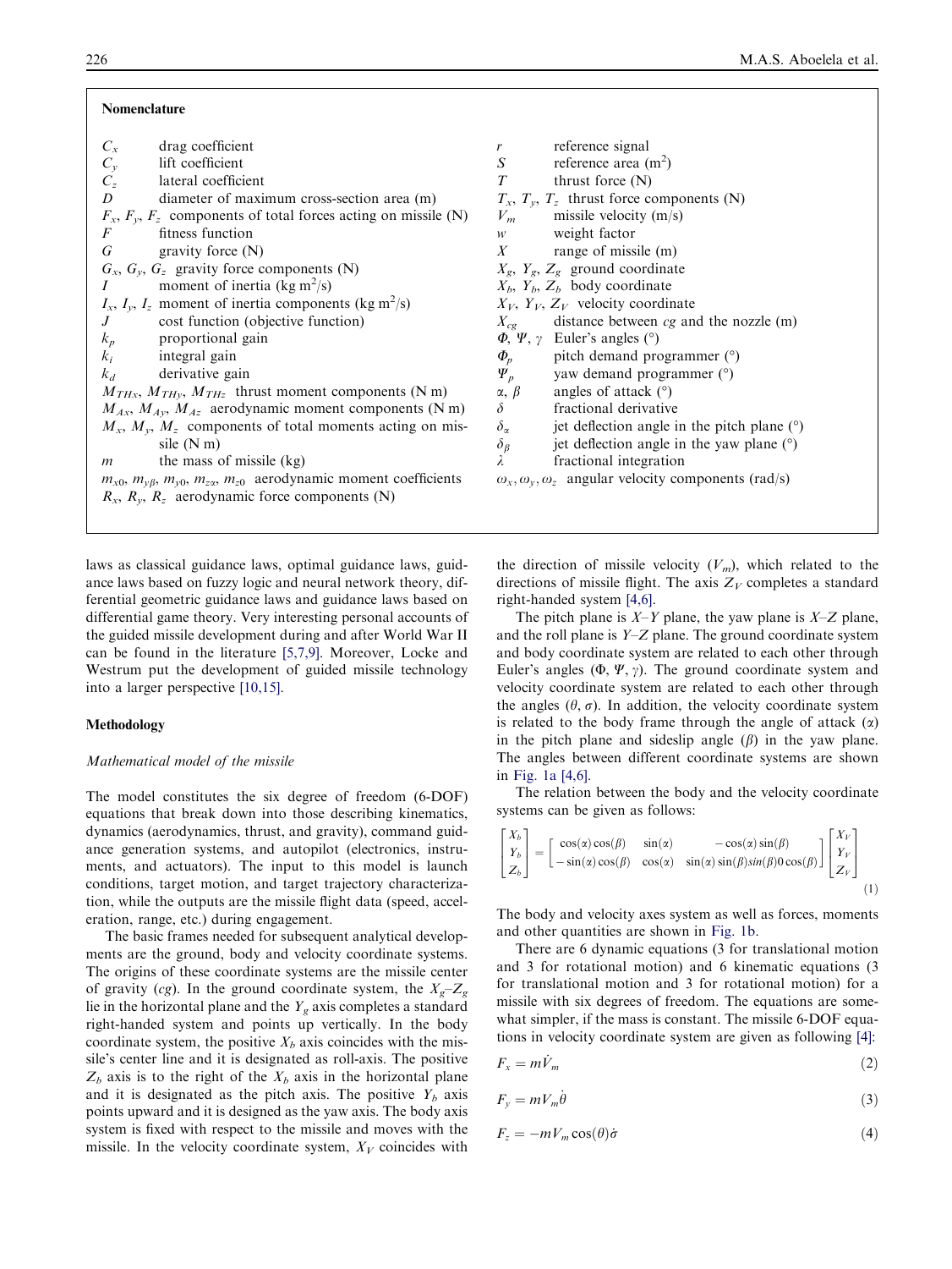## Nomenclature

| | | | |
|---|---|---|---|
| $C_x$ | drag coefficient | $r$ | reference signal |
| $C_y$ | lift coefficient | $S$ | reference area (m$^2$) |
| $C_z$ | lateral coefficient | $T$ | thrust force (N) |
| $D$ | diameter of maximum cross-section area (m) | $T_x$, $T_y$, $T_z$ | thrust force components (N) |
| $F_x$, $F_y$, $F_z$ | components of total forces acting on missile (N) | $V_m$ | missile velocity (m/s) |
| $F$ | fitness function | $w$ | weight factor |
| $G$ | gravity force (N) | $X$ | range of missile (m) |
| $G_x$, $G_y$, $G_z$ | gravity force components (N) | $X_g$, $Y_g$, $Z_g$ | ground coordinate |
| $I$ | moment of inertia (kg m$^2$/s) | $X_b$, $Y_b$, $Z_b$ | body coordinate |
| $I_x$, $I_y$, $I_z$ | moment of inertia components (kg m$^2$/s) | $X_V$, $Y_V$, $Z_V$ | velocity coordinate |
| $J$ | cost function (objective function) | $X_{cg}$ | distance between $cg$ and the nozzle (m) |
| $k_p$ | proportional gain | $\Phi$, $\Psi$, $\gamma$ | Euler's angles (°) |
| $k_i$ | integral gain | $\Phi_p$ | pitch demand programmer (°) |
| $k_d$ | derivative gain | $\Psi_p$ | yaw demand programmer (°) |
| $M_{THx}$, $M_{THy}$, $M_{THz}$ | thrust moment components (N m) | $\alpha$, $\beta$ | angles of attack (°) |
| $M_{Ax}$, $M_{Ay}$, $M_{Az}$ | aerodynamic moment components (N m) | $\delta$ | fractional derivative |
| $M_x$, $M_y$, $M_z$ | components of total moments acting on missile (N m) | $\delta_\alpha$ | jet deflection angle in the pitch plane (°) |
| $m$ | the mass of missile (kg) | $\delta_\beta$ | jet deflection angle in the yaw plane (°) |
| $m_{x0}$, $m_{y\beta}$, $m_{y0}$, $m_{z\alpha}$, $m_{z0}$ | aerodynamic moment coefficients | $\lambda$ | fractional integration |
| $R_x$, $R_y$, $R_z$ | aerodynamic force components (N) | $\omega_x, \omega_y, \omega_z$ | angular velocity components (rad/s) |

laws as classical guidance laws, optimal guidance laws, guidance laws based on fuzzy logic and neural network theory, differential geometric guidance laws and guidance laws based on differential game theory. Very interesting personal accounts of the guided missile development during and after World War II can be found in the literature [5,7,9]. Moreover, Locke and Westrum put the development of guided missile technology into a larger perspective [10,15].

## Methodology

### Mathematical model of the missile

The model constitutes the six degree of freedom (6-DOF) equations that break down into those describing kinematics, dynamics (aerodynamics, thrust, and gravity), command guidance generation systems, and autopilot (electronics, instruments, and actuators). The input to this model is launch conditions, target motion, and target trajectory characterization, while the outputs are the missile flight data (speed, acceleration, range, etc.) during engagement.

The basic frames needed for subsequent analytical developments are the ground, body and velocity coordinate systems. The origins of these coordinate systems are the missile center of gravity ($cg$). In the ground coordinate system, the $X_g$–$Z_g$ lie in the horizontal plane and the $Y_g$ axis completes a standard right-handed system and points up vertically. In the body coordinate system, the positive $X_b$ axis coincides with the missile's center line and it is designated as roll-axis. The positive $Z_b$ axis is to the right of the $X_b$ axis in the horizontal plane and it is designated as the pitch axis. The positive $Y_b$ axis points upward and it is designed as the yaw axis. The body axis system is fixed with respect to the missile and moves with the missile. In the velocity coordinate system, $X_V$ coincides with the direction of missile velocity ($V_m$), which related to the directions of missile flight. The axis $Z_V$ completes a standard right-handed system [4,6].

The pitch plane is $X$–$Y$ plane, the yaw plane is $X$–$Z$ plane, and the roll plane is $Y$–$Z$ plane. The ground coordinate system and body coordinate system are related to each other through Euler's angles ($\Phi$, $\Psi$, $\gamma$). The ground coordinate system and velocity coordinate system are related to each other through the angles ($\theta$, $\sigma$). In addition, the velocity coordinate system is related to the body frame through the angle of attack ($\alpha$) in the pitch plane and sideslip angle ($\beta$) in the yaw plane. The angles between different coordinate systems are shown in Fig. 1a [4,6].

The relation between the body and the velocity coordinate systems can be given as follows:

$$\begin{bmatrix} X_b \\ Y_b \\ Z_b \end{bmatrix} = \begin{bmatrix} \cos(\alpha)\cos(\beta) & \sin(\alpha) & -\cos(\alpha)\sin(\beta) \\ -\sin(\alpha)\cos(\beta) & \cos(\alpha) & \sin(\alpha)\sin(\beta) sin(\beta) 0 \cos(\beta) \end{bmatrix} \begin{bmatrix} X_V \\ Y_V \\ Z_V \end{bmatrix} \tag{1}$$

The body and velocity axes system as well as forces, moments and other quantities are shown in Fig. 1b.

There are 6 dynamic equations (3 for translational motion and 3 for rotational motion) and 6 kinematic equations (3 for translational motion and 3 for rotational motion) for a missile with six degrees of freedom. The equations are somewhat simpler, if the mass is constant. The missile 6-DOF equations in velocity coordinate system are given as following [4]:

$$F_x = m\dot{V}_m \tag{2}$$

$$F_y = mV_m\dot{\theta} \tag{3}$$

$$F_z = -mV_m\cos(\theta)\dot{\sigma} \tag{4}$$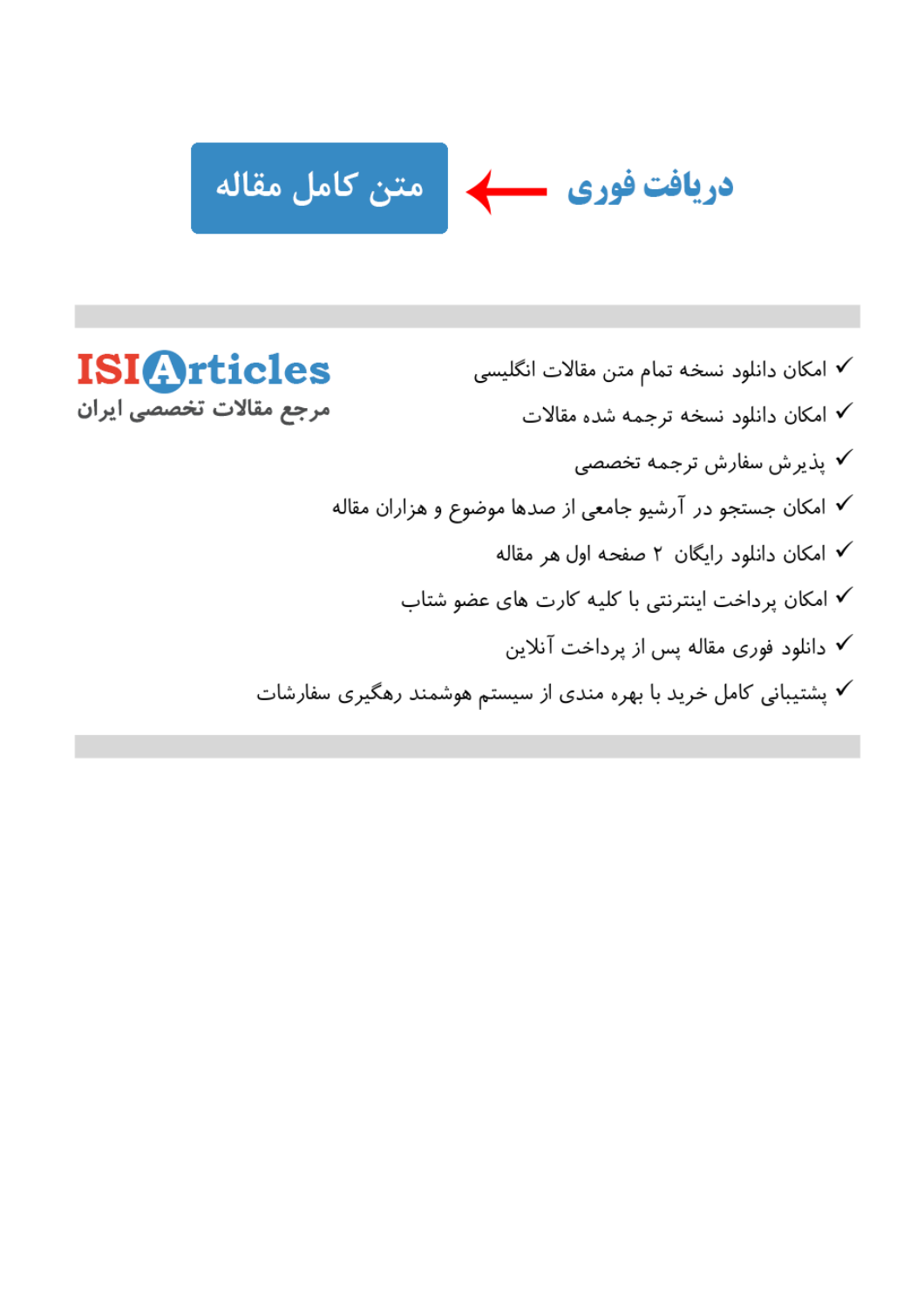دریافت فوری ← **متن کامل مقاله**

**ISIArticles**
مرجع مقالات تخصصی ایران

- ✓ امکان دانلود نسخه تمام متن مقالات انگلیسی
- ✓ امکان دانلود نسخه ترجمه شده مقالات
- ✓ پذیرش سفارش ترجمه تخصصی
- ✓ امکان جستجو در آرشیو جامعی از صدها موضوع و هزاران مقاله
- ✓ امکان دانلود رایگان ۲ صفحه اول هر مقاله
- ✓ امکان پرداخت اینترنتی با کلیه کارت های عضو شتاب
- ✓ دانلود فوری مقاله پس از پرداخت آنلاین
- ✓ پشتیبانی کامل خرید با بهره مندی از سیستم هوشمند رهگیری سفارشات